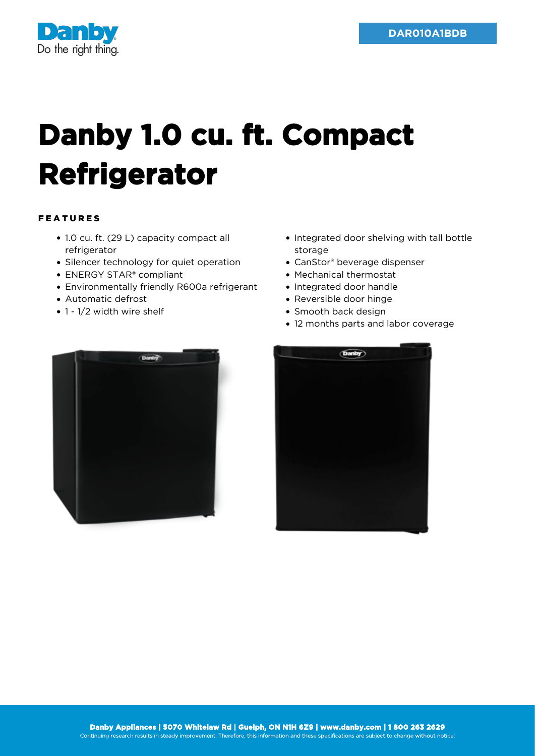Danby
Do the right thing.

DAR010A1BDB

# Danby 1.0 cu. ft. Compact Refrigerator

## FEATURES

- 1.0 cu. ft. (29 L) capacity compact all refrigerator
- Silencer technology for quiet operation
- ENERGY STAR® compliant
- Environmentally friendly R600a refrigerant
- Automatic defrost
- 1 - 1/2 width wire shelf
- Integrated door shelving with tall bottle storage
- CanStor® beverage dispenser
- Mechanical thermostat
- Integrated door handle
- Reversible door hinge
- Smooth back design
- 12 months parts and labor coverage

**Danby Appliances | 5070 Whitelaw Rd | Guelph, ON N1H 6Z9 | www.danby.com | 1 800 263 2629**
Continuing research results in steady improvement. Therefore, this information and these specifications are subject to change without notice.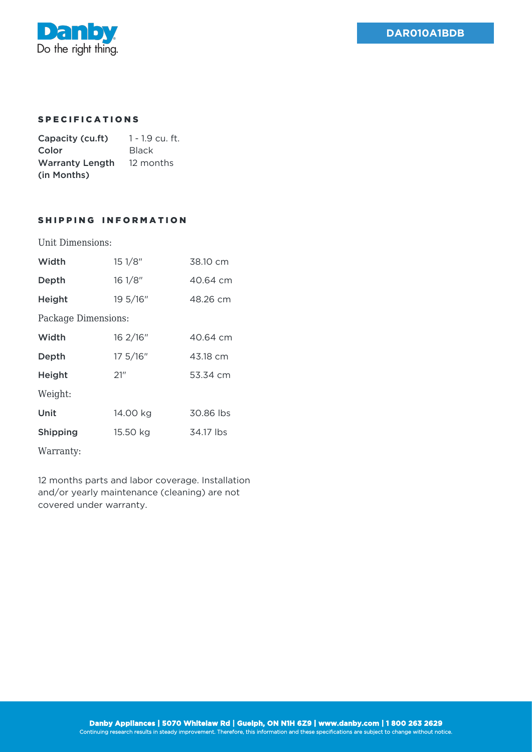DAR010A1BDB

## SPECIFICATIONS

| | |
|---|---|
| Capacity (cu.ft) | 1 - 1.9 cu. ft. |
| Color | Black |
| Warranty Length (in Months) | 12 months |

## SHIPPING INFORMATION

Unit Dimensions:

| | | |
|---|---|---|
| Width | 15 1/8" | 38.10 cm |
| Depth | 16 1/8" | 40.64 cm |
| Height | 19 5/16" | 48.26 cm |

Package Dimensions:

| | | |
|---|---|---|
| Width | 16 2/16" | 40.64 cm |
| Depth | 17 5/16" | 43.18 cm |
| Height | 21" | 53.34 cm |

Weight:

| | | |
|---|---|---|
| Unit | 14.00 kg | 30.86 lbs |
| Shipping | 15.50 kg | 34.17 lbs |

Warranty:

12 months parts and labor coverage. Installation and/or yearly maintenance (cleaning) are not covered under warranty.

**Danby Appliances | 5070 Whitelaw Rd | Guelph, ON N1H 6Z9 | www.danby.com | 1 800 263 2629**

Continuing research results in steady improvement. Therefore, this information and these specifications are subject to change without notice.